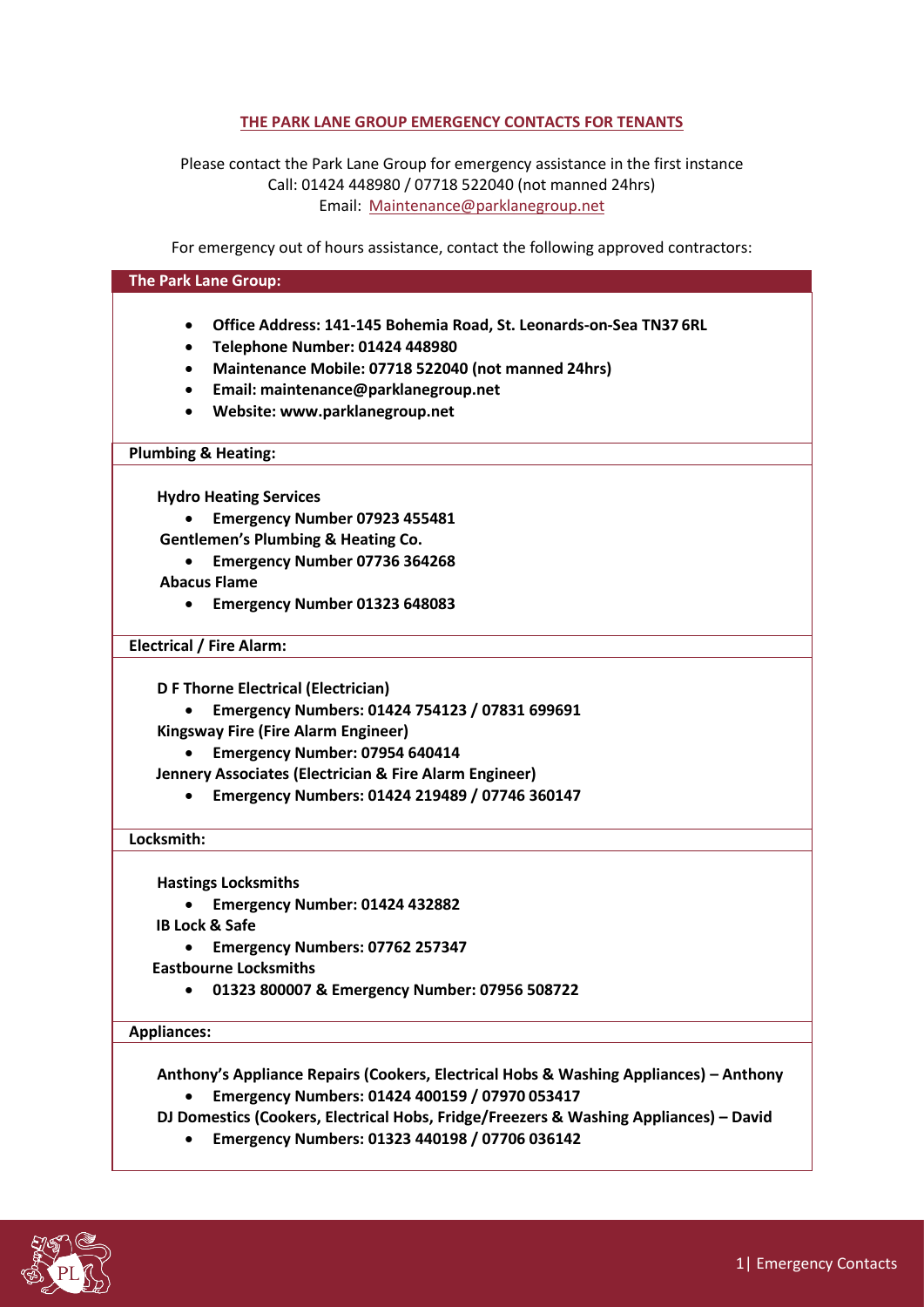# THE PARK LANE GROUP EMERGENCY CONTACTS FOR TENANTS

Please contact the Park Lane Group for emergency assistance in the first instance
Call: 01424 448980 / 07718 522040 (not manned 24hrs)
Email: Maintenance@parklanegroup.net

For emergency out of hours assistance, contact the following approved contractors:

## The Park Lane Group:

- **Office Address: 141-145 Bohemia Road, St. Leonards-on-Sea TN37 6RL**
- **Telephone Number: 01424 448980**
- **Maintenance Mobile: 07718 522040 (not manned 24hrs)**
- **Email: maintenance@parklanegroup.net**
- **Website: www.parklanegroup.net**

## Plumbing & Heating:

**Hydro Heating Services**

- **Emergency Number 07923 455481**

**Gentlemen's Plumbing & Heating Co.**

- **Emergency Number 07736 364268**

**Abacus Flame**

- **Emergency Number 01323 648083**

## Electrical / Fire Alarm:

**D F Thorne Electrical (Electrician)**

- **Emergency Numbers: 01424 754123 / 07831 699691**

**Kingsway Fire (Fire Alarm Engineer)**

- **Emergency Number: 07954 640414**

**Jennery Associates (Electrician & Fire Alarm Engineer)**

- **Emergency Numbers: 01424 219489 / 07746 360147**

## Locksmith:

**Hastings Locksmiths**

- **Emergency Number: 01424 432882**

**IB Lock & Safe**

- **Emergency Numbers: 07762 257347**

**Eastbourne Locksmiths**

- **01323 800007 & Emergency Number: 07956 508722**

## Appliances:

**Anthony's Appliance Repairs (Cookers, Electrical Hobs & Washing Appliances) – Anthony**

- **Emergency Numbers: 01424 400159 / 07970 053417**

**DJ Domestics (Cookers, Electrical Hobs, Fridge/Freezers & Washing Appliances) – David**

- **Emergency Numbers: 01323 440198 / 07706 036142**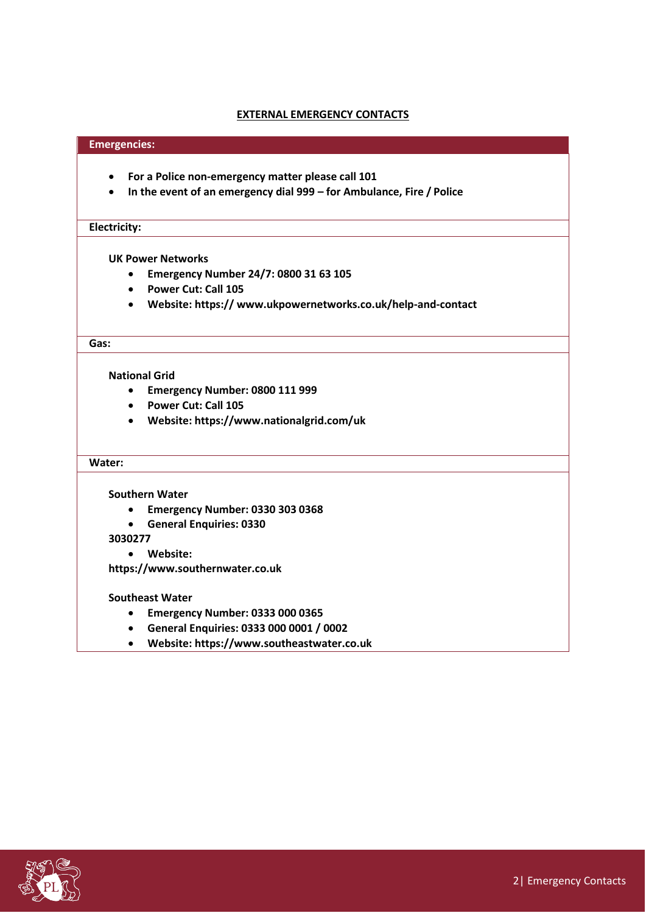# EXTERNAL EMERGENCY CONTACTS

## Emergencies:

- **For a Police non-emergency matter please call 101**
- **In the event of an emergency dial 999 – for Ambulance, Fire / Police**

## Electricity:

**UK Power Networks**

- **Emergency Number 24/7: 0800 31 63 105**
- **Power Cut: Call 105**
- **Website: https:// www.ukpowernetworks.co.uk/help-and-contact**

## Gas:

**National Grid**

- **Emergency Number: 0800 111 999**
- **Power Cut: Call 105**
- **Website: https://www.nationalgrid.com/uk**

## Water:

**Southern Water**

- **Emergency Number: 0330 303 0368**
- **General Enquiries: 0330 3030277**
- **Website: https://www.southernwater.co.uk**

**Southeast Water**

- **Emergency Number: 0333 000 0365**
- **General Enquiries: 0333 000 0001 / 0002**
- **Website: https://www.southeastwater.co.uk**